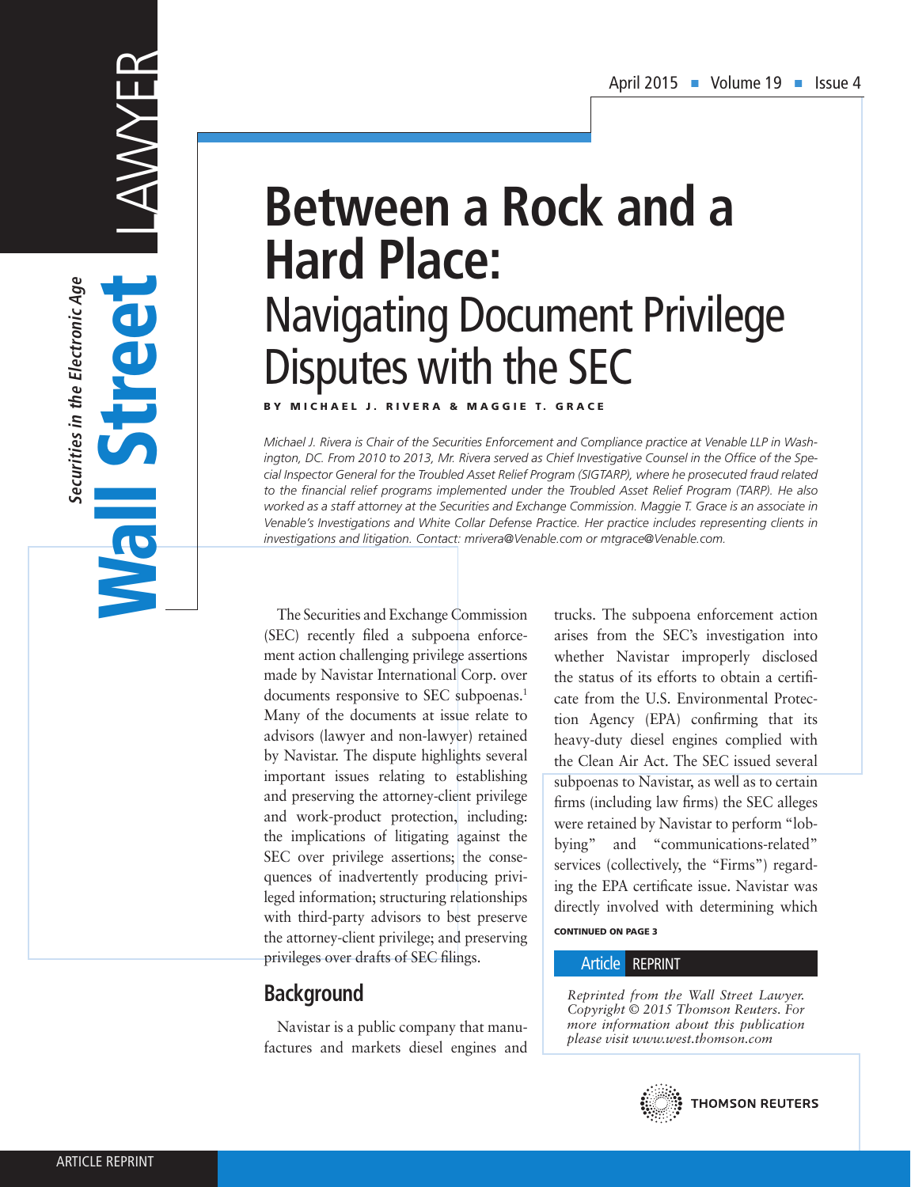# Between a Rock and a Hard Place: Navigating Document Privilege Disputes with the SEC

**BY MICHAEL J. RIVERA & MAGGIE T. GRACE**

*Michael J. Rivera is Chair of the Securities Enforcement and Compliance practice at Venable LLP in Washington, DC. From 2010 to 2013, Mr. Rivera served as Chief Investigative Counsel in the Office of the Special Inspector General for the Troubled Asset Relief Program (SIGTARP), where he prosecuted fraud related to the financial relief programs implemented under the Troubled Asset Relief Program (TARP). He also worked as a staff attorney at the Securities and Exchange Commission. Maggie T. Grace is an associate in Venable's Investigations and White Collar Defense Practice. Her practice includes representing clients in investigations and litigation. Contact: mrivera@Venable.com or mtgrace@Venable.com.*

The Securities and Exchange Commission (SEC) recently filed a subpoena enforcement action challenging privilege assertions made by Navistar International Corp. over documents responsive to SEC subpoenas.[1] Many of the documents at issue relate to advisors (lawyer and non-lawyer) retained by Navistar. The dispute highlights several important issues relating to establishing and preserving the attorney-client privilege and work-product protection, including: the implications of litigating against the SEC over privilege assertions; the consequences of inadvertently producing privileged information; structuring relationships with third-party advisors to best preserve the attorney-client privilege; and preserving privileges over drafts of SEC filings.

## Background

Navistar is a public company that manufactures and markets diesel engines and trucks. The subpoena enforcement action arises from the SEC's investigation into whether Navistar improperly disclosed the status of its efforts to obtain a certificate from the U.S. Environmental Protection Agency (EPA) confirming that its heavy-duty diesel engines complied with the Clean Air Act. The SEC issued several subpoenas to Navistar, as well as to certain firms (including law firms) the SEC alleges were retained by Navistar to perform "lobbying" and "communications-related" services (collectively, the "Firms") regarding the EPA certificate issue. Navistar was directly involved with determining which

CONTINUED ON PAGE 3

Article REPRINT

*Reprinted from the Wall Street Lawyer. Copyright © 2015 Thomson Reuters. For more information about this publication please visit www.west.thomson.com*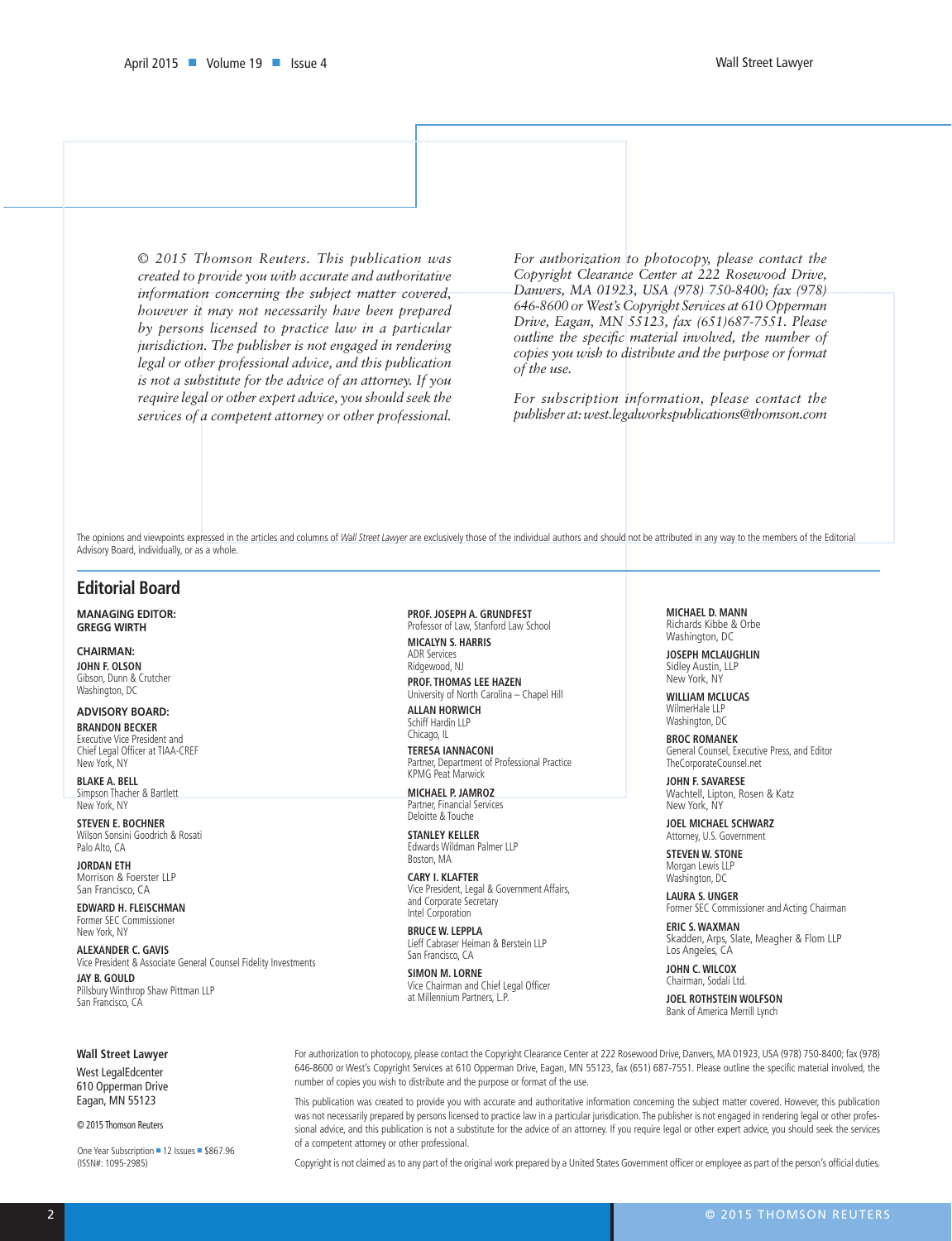*© 2015 Thomson Reuters. This publication was created to provide you with accurate and authoritative information concerning the subject matter covered, however it may not necessarily have been prepared by persons licensed to practice law in a particular jurisdiction. The publisher is not engaged in rendering legal or other professional advice, and this publication is not a substitute for the advice of an attorney. If you require legal or other expert advice, you should seek the services of a competent attorney or other professional.*

*For authorization to photocopy, please contact the Copyright Clearance Center at 222 Rosewood Drive, Danvers, MA 01923, USA (978) 750-8400; fax (978) 646-8600 or West's Copyright Services at 610 Opperman Drive, Eagan, MN 55123, fax (651)687-7551. Please outline the specific material involved, the number of copies you wish to distribute and the purpose or format of the use.*

*For subscription information, please contact the publisher at: west.legalworkspublications@thomson.com*

The opinions and viewpoints expressed in the articles and columns of *Wall Street Lawyer* are exclusively those of the individual authors and should not be attributed in any way to the members of the Editorial Advisory Board, individually, or as a whole.

## Editorial Board

**MANAGING EDITOR:**
**GREGG WIRTH**

**CHAIRMAN:**

**JOHN F. OLSON**
Gibson, Dunn & Crutcher
Washington, DC

**ADVISORY BOARD:**

**BRANDON BECKER**
Executive Vice President and Chief Legal Officer at TIAA-CREF
New York, NY

**BLAKE A. BELL**
Simpson Thacher & Bartlett
New York, NY

**STEVEN E. BOCHNER**
Wilson Sonsini Goodrich & Rosati
Palo Alto, CA

**JORDAN ETH**
Morrison & Foerster LLP
San Francisco, CA

**EDWARD H. FLEISCHMAN**
Former SEC Commissioner
New York, NY

**ALEXANDER C. GAVIS**
Vice President & Associate General Counsel Fidelity Investments

**JAY B. GOULD**
Pillsbury Winthrop Shaw Pittman LLP
San Francisco, CA

**PROF. JOSEPH A. GRUNDFEST**
Professor of Law, Stanford Law School

**MICALYN S. HARRIS**
ADR Services
Ridgewood, NJ

**PROF. THOMAS LEE HAZEN**
University of North Carolina – Chapel Hill

**ALLAN HORWICH**
Schiff Hardin LLP
Chicago, IL

**TERESA IANNACONI**
Partner, Department of Professional Practice
KPMG Peat Marwick

**MICHAEL P. JAMROZ**
Partner, Financial Services
Deloitte & Touche

**STANLEY KELLER**
Edwards Wildman Palmer LLP
Boston, MA

**CARY I. KLAFTER**
Vice President, Legal & Government Affairs, and Corporate Secretary
Intel Corporation

**BRUCE W. LEPPLA**
Lieff Cabraser Heiman & Berstein LLP
San Francisco, CA

**SIMON M. LORNE**
Vice Chairman and Chief Legal Officer at Millennium Partners, L.P.

**MICHAEL D. MANN**
Richards Kibbe & Orbe
Washington, DC

**JOSEPH MCLAUGHLIN**
Sidley Austin, LLP
New York, NY

**WILLIAM MCLUCAS**
WilmerHale LLP
Washington, DC

**BROC ROMANEK**
General Counsel, Executive Press, and Editor
TheCorporateCounsel.net

**JOHN F. SAVARESE**
Wachtell, Lipton, Rosen & Katz
New York, NY

**JOEL MICHAEL SCHWARZ**
Attorney, U.S. Government

**STEVEN W. STONE**
Morgan Lewis LLP
Washington, DC

**LAURA S. UNGER**
Former SEC Commissioner and Acting Chairman

**ERIC S. WAXMAN**
Skadden, Arps, Slate, Meagher & Flom LLP
Los Angeles, CA

**JOHN C. WILCOX**
Chairman, Sodali Ltd.

**JOEL ROTHSTEIN WOLFSON**
Bank of America Merrill Lynch

**Wall Street Lawyer**
West LegalEdcenter
610 Opperman Drive
Eagan, MN 55123

© 2015 Thomson Reuters

One Year Subscription ■ 12 Issues ■ $867.96
(ISSN#: 1095-2985)

For authorization to photocopy, please contact the Copyright Clearance Center at 222 Rosewood Drive, Danvers, MA 01923, USA (978) 750-8400; fax (978) 646-8600 or West's Copyright Services at 610 Opperman Drive, Eagan, MN 55123, fax (651) 687-7551. Please outline the specific material involved, the number of copies you wish to distribute and the purpose or format of the use.

This publication was created to provide you with accurate and authoritative information concerning the subject matter covered. However, this publication was not necessarily prepared by persons licensed to practice law in a particular jurisdiction. The publisher is not engaged in rendering legal or other professional advice, and this publication is not a substitute for the advice of an attorney. If you require legal or other expert advice, you should seek the services of a competent attorney or other professional.

Copyright is not claimed as to any part of the original work prepared by a United States Government officer or employee as part of the person's official duties.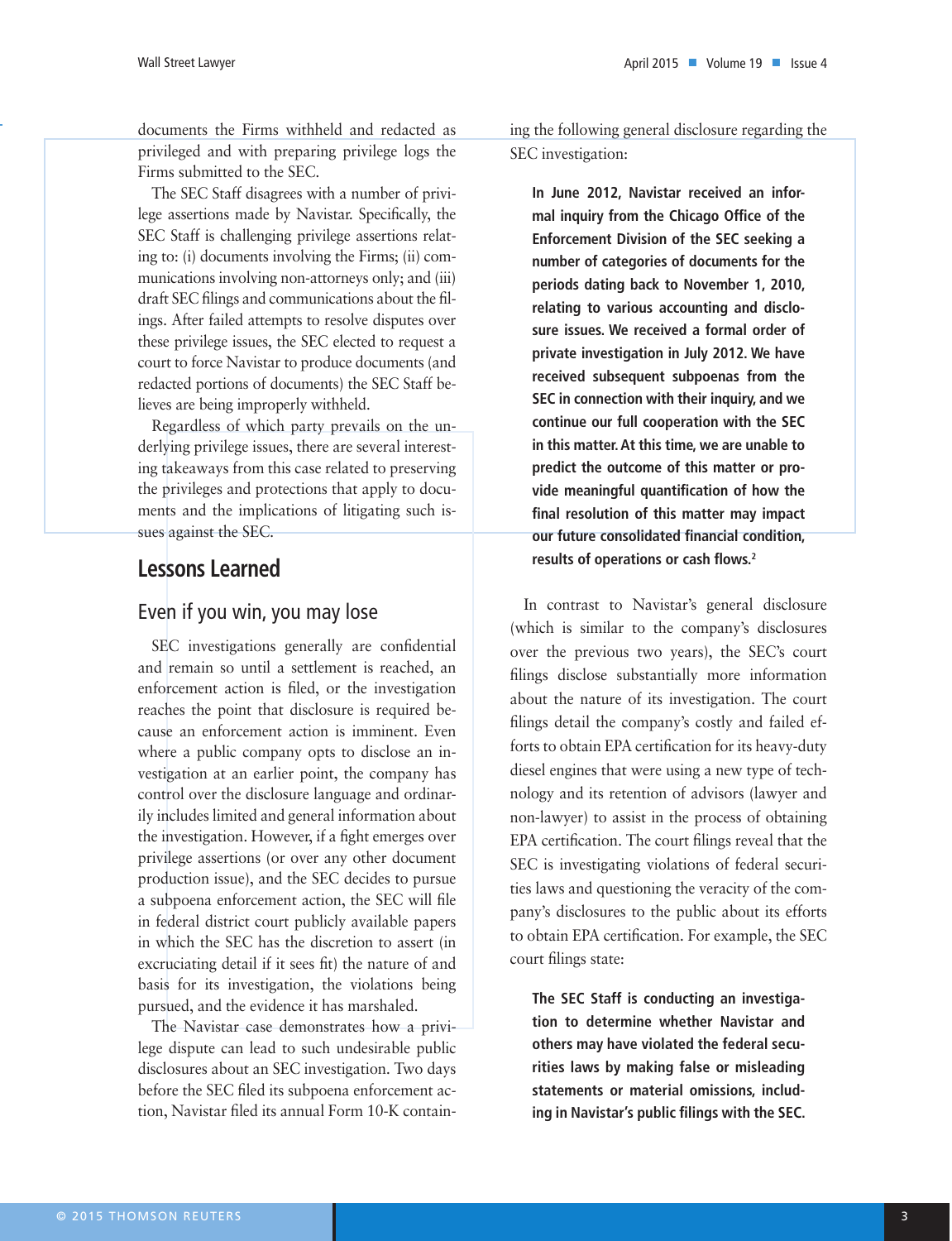documents the Firms withheld and redacted as privileged and with preparing privilege logs the Firms submitted to the SEC.

The SEC Staff disagrees with a number of privilege assertions made by Navistar. Specifically, the SEC Staff is challenging privilege assertions relating to: (i) documents involving the Firms; (ii) communications involving non-attorneys only; and (iii) draft SEC filings and communications about the filings. After failed attempts to resolve disputes over these privilege issues, the SEC elected to request a court to force Navistar to produce documents (and redacted portions of documents) the SEC Staff believes are being improperly withheld.

Regardless of which party prevails on the underlying privilege issues, there are several interesting takeaways from this case related to preserving the privileges and protections that apply to documents and the implications of litigating such issues against the SEC.

## Lessons Learned

### Even if you win, you may lose

SEC investigations generally are confidential and remain so until a settlement is reached, an enforcement action is filed, or the investigation reaches the point that disclosure is required because an enforcement action is imminent. Even where a public company opts to disclose an investigation at an earlier point, the company has control over the disclosure language and ordinarily includes limited and general information about the investigation. However, if a fight emerges over privilege assertions (or over any other document production issue), and the SEC decides to pursue a subpoena enforcement action, the SEC will file in federal district court publicly available papers in which the SEC has the discretion to assert (in excruciating detail if it sees fit) the nature of and basis for its investigation, the violations being pursued, and the evidence it has marshaled.

The Navistar case demonstrates how a privilege dispute can lead to such undesirable public disclosures about an SEC investigation. Two days before the SEC filed its subpoena enforcement action, Navistar filed its annual Form 10-K containing the following general disclosure regarding the SEC investigation:

> **In June 2012, Navistar received an informal inquiry from the Chicago Office of the Enforcement Division of the SEC seeking a number of categories of documents for the periods dating back to November 1, 2010, relating to various accounting and disclosure issues. We received a formal order of private investigation in July 2012. We have received subsequent subpoenas from the SEC in connection with their inquiry, and we continue our full cooperation with the SEC in this matter. At this time, we are unable to predict the outcome of this matter or provide meaningful quantification of how the final resolution of this matter may impact our future consolidated financial condition, results of operations or cash flows.[2]**

In contrast to Navistar's general disclosure (which is similar to the company's disclosures over the previous two years), the SEC's court filings disclose substantially more information about the nature of its investigation. The court filings detail the company's costly and failed efforts to obtain EPA certification for its heavy-duty diesel engines that were using a new type of technology and its retention of advisors (lawyer and non-lawyer) to assist in the process of obtaining EPA certification. The court filings reveal that the SEC is investigating violations of federal securities laws and questioning the veracity of the company's disclosures to the public about its efforts to obtain EPA certification. For example, the SEC court filings state:

> **The SEC Staff is conducting an investigation to determine whether Navistar and others may have violated the federal securities laws by making false or misleading statements or material omissions, including in Navistar's public filings with the SEC.**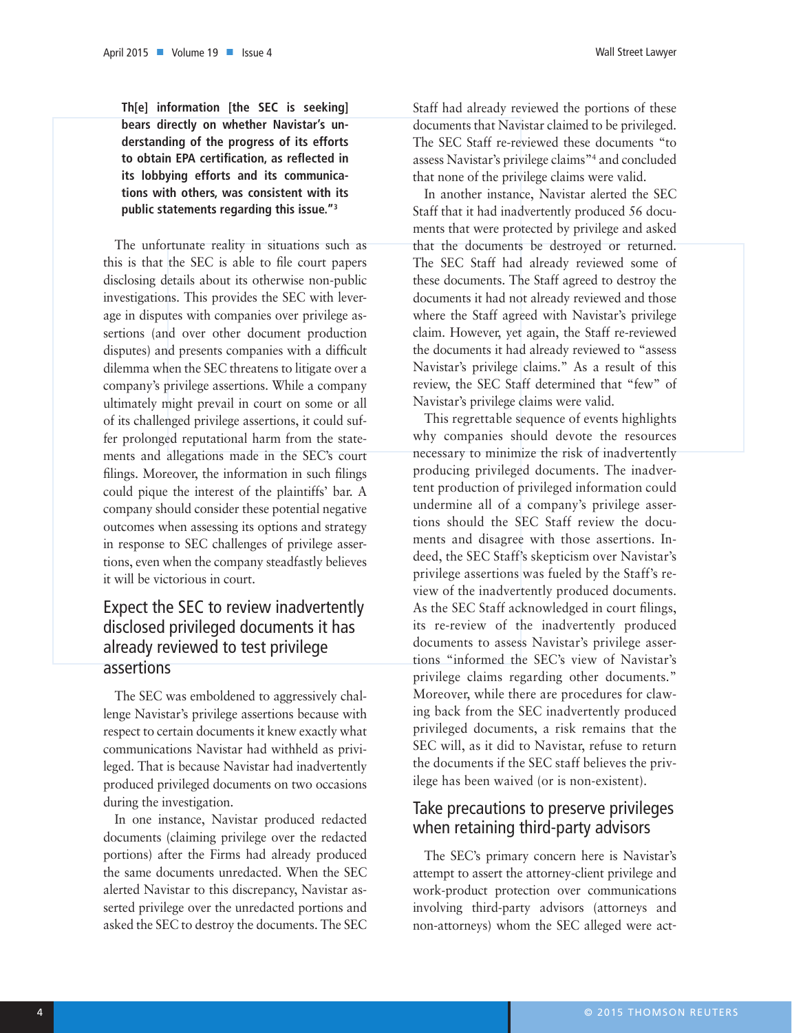**Th[e] information [the SEC is seeking] bears directly on whether Navistar's understanding of the progress of its efforts to obtain EPA certification, as reflected in its lobbying efforts and its communications with others, was consistent with its public statements regarding this issue."[3]**

The unfortunate reality in situations such as this is that the SEC is able to file court papers disclosing details about its otherwise non-public investigations. This provides the SEC with leverage in disputes with companies over privilege assertions (and over other document production disputes) and presents companies with a difficult dilemma when the SEC threatens to litigate over a company's privilege assertions. While a company ultimately might prevail in court on some or all of its challenged privilege assertions, it could suffer prolonged reputational harm from the statements and allegations made in the SEC's court filings. Moreover, the information in such filings could pique the interest of the plaintiffs' bar. A company should consider these potential negative outcomes when assessing its options and strategy in response to SEC challenges of privilege assertions, even when the company steadfastly believes it will be victorious in court.

## Expect the SEC to review inadvertently disclosed privileged documents it has already reviewed to test privilege assertions

The SEC was emboldened to aggressively challenge Navistar's privilege assertions because with respect to certain documents it knew exactly what communications Navistar had withheld as privileged. That is because Navistar had inadvertently produced privileged documents on two occasions during the investigation.

In one instance, Navistar produced redacted documents (claiming privilege over the redacted portions) after the Firms had already produced the same documents unredacted. When the SEC alerted Navistar to this discrepancy, Navistar asserted privilege over the unredacted portions and asked the SEC to destroy the documents. The SEC Staff had already reviewed the portions of these documents that Navistar claimed to be privileged. The SEC Staff re-reviewed these documents "to assess Navistar's privilege claims"[4] and concluded that none of the privilege claims were valid.

In another instance, Navistar alerted the SEC Staff that it had inadvertently produced 56 documents that were protected by privilege and asked that the documents be destroyed or returned. The SEC Staff had already reviewed some of these documents. The Staff agreed to destroy the documents it had not already reviewed and those where the Staff agreed with Navistar's privilege claim. However, yet again, the Staff re-reviewed the documents it had already reviewed to "assess Navistar's privilege claims." As a result of this review, the SEC Staff determined that "few" of Navistar's privilege claims were valid.

This regrettable sequence of events highlights why companies should devote the resources necessary to minimize the risk of inadvertently producing privileged documents. The inadvertent production of privileged information could undermine all of a company's privilege assertions should the SEC Staff review the documents and disagree with those assertions. Indeed, the SEC Staff's skepticism over Navistar's privilege assertions was fueled by the Staff's review of the inadvertently produced documents. As the SEC Staff acknowledged in court filings, its re-review of the inadvertently produced documents to assess Navistar's privilege assertions "informed the SEC's view of Navistar's privilege claims regarding other documents." Moreover, while there are procedures for clawing back from the SEC inadvertently produced privileged documents, a risk remains that the SEC will, as it did to Navistar, refuse to return the documents if the SEC staff believes the privilege has been waived (or is non-existent).

## Take precautions to preserve privileges when retaining third-party advisors

The SEC's primary concern here is Navistar's attempt to assert the attorney-client privilege and work-product protection over communications involving third-party advisors (attorneys and non-attorneys) whom the SEC alleged were act-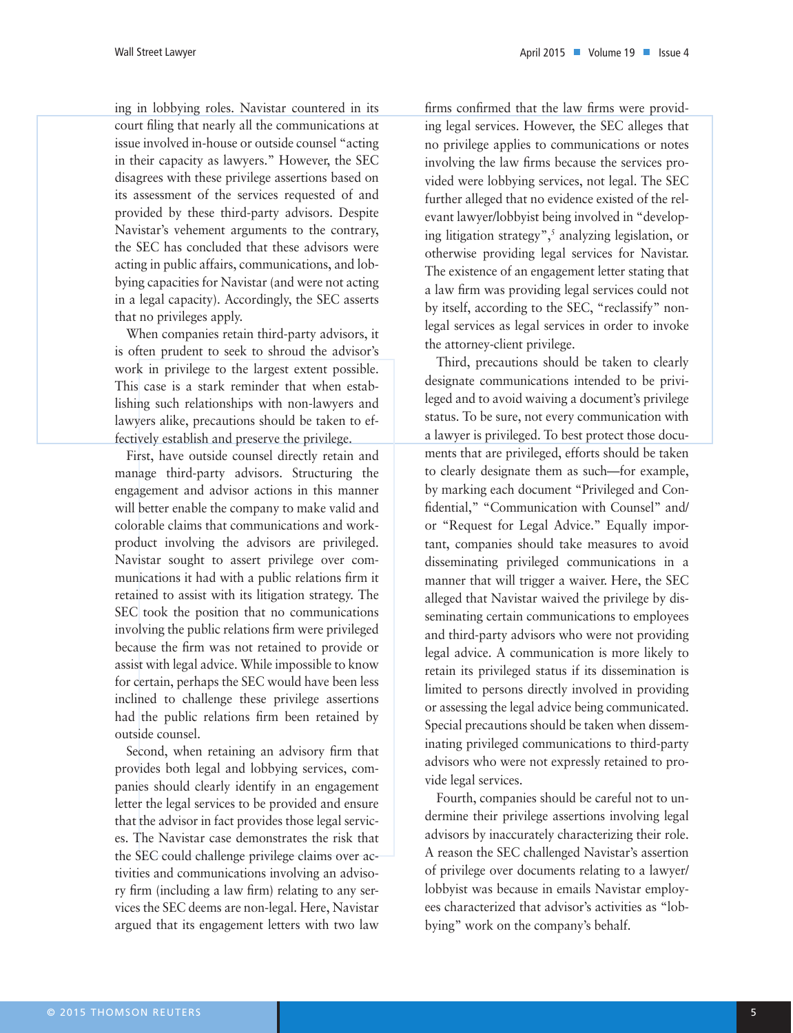ing in lobbying roles. Navistar countered in its court filing that nearly all the communications at issue involved in-house or outside counsel "acting in their capacity as lawyers." However, the SEC disagrees with these privilege assertions based on its assessment of the services requested of and provided by these third-party advisors. Despite Navistar's vehement arguments to the contrary, the SEC has concluded that these advisors were acting in public affairs, communications, and lobbying capacities for Navistar (and were not acting in a legal capacity). Accordingly, the SEC asserts that no privileges apply.

When companies retain third-party advisors, it is often prudent to seek to shroud the advisor's work in privilege to the largest extent possible. This case is a stark reminder that when establishing such relationships with non-lawyers and lawyers alike, precautions should be taken to effectively establish and preserve the privilege.

First, have outside counsel directly retain and manage third-party advisors. Structuring the engagement and advisor actions in this manner will better enable the company to make valid and colorable claims that communications and work-product involving the advisors are privileged. Navistar sought to assert privilege over communications it had with a public relations firm it retained to assist with its litigation strategy. The SEC took the position that no communications involving the public relations firm were privileged because the firm was not retained to provide or assist with legal advice. While impossible to know for certain, perhaps the SEC would have been less inclined to challenge these privilege assertions had the public relations firm been retained by outside counsel.

Second, when retaining an advisory firm that provides both legal and lobbying services, companies should clearly identify in an engagement letter the legal services to be provided and ensure that the advisor in fact provides those legal services. The Navistar case demonstrates the risk that the SEC could challenge privilege claims over activities and communications involving an advisory firm (including a law firm) relating to any services the SEC deems are non-legal. Here, Navistar argued that its engagement letters with two law firms confirmed that the law firms were providing legal services. However, the SEC alleges that no privilege applies to communications or notes involving the law firms because the services provided were lobbying services, not legal. The SEC further alleged that no evidence existed of the relevant lawyer/lobbyist being involved in "developing litigation strategy",[5] analyzing legislation, or otherwise providing legal services for Navistar. The existence of an engagement letter stating that a law firm was providing legal services could not by itself, according to the SEC, "reclassify" non-legal services as legal services in order to invoke the attorney-client privilege.

Third, precautions should be taken to clearly designate communications intended to be privileged and to avoid waiving a document's privilege status. To be sure, not every communication with a lawyer is privileged. To best protect those documents that are privileged, efforts should be taken to clearly designate them as such—for example, by marking each document "Privileged and Confidential," "Communication with Counsel" and/or "Request for Legal Advice." Equally important, companies should take measures to avoid disseminating privileged communications in a manner that will trigger a waiver. Here, the SEC alleged that Navistar waived the privilege by disseminating certain communications to employees and third-party advisors who were not providing legal advice. A communication is more likely to retain its privileged status if its dissemination is limited to persons directly involved in providing or assessing the legal advice being communicated. Special precautions should be taken when disseminating privileged communications to third-party advisors who were not expressly retained to provide legal services.

Fourth, companies should be careful not to undermine their privilege assertions involving legal advisors by inaccurately characterizing their role. A reason the SEC challenged Navistar's assertion of privilege over documents relating to a lawyer/lobbyist was because in emails Navistar employees characterized that advisor's activities as "lobbying" work on the company's behalf.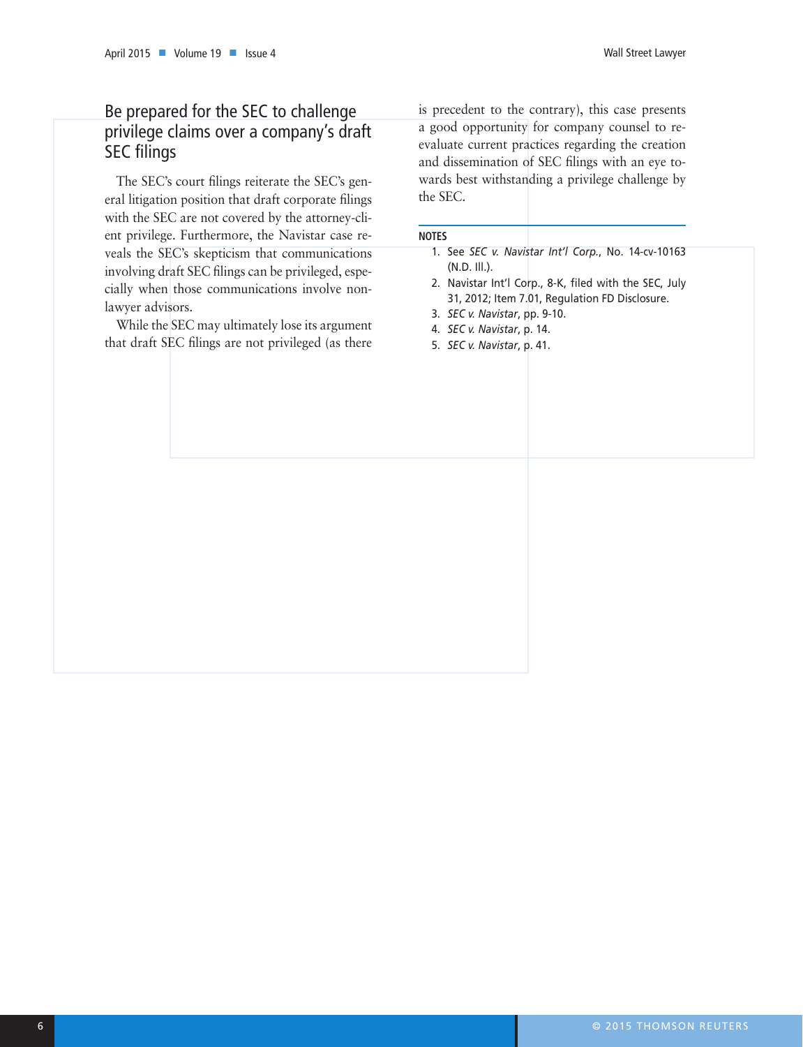## Be prepared for the SEC to challenge privilege claims over a company's draft SEC filings

The SEC's court filings reiterate the SEC's general litigation position that draft corporate filings with the SEC are not covered by the attorney-client privilege. Furthermore, the Navistar case reveals the SEC's skepticism that communications involving draft SEC filings can be privileged, especially when those communications involve non-lawyer advisors.

While the SEC may ultimately lose its argument that draft SEC filings are not privileged (as there is precedent to the contrary), this case presents a good opportunity for company counsel to reevaluate current practices regarding the creation and dissemination of SEC filings with an eye towards best withstanding a privilege challenge by the SEC.

**NOTES**

1. See *SEC v. Navistar Int'l Corp.*, No. 14-cv-10163 (N.D. Ill.).
2. Navistar Int'l Corp., 8-K, filed with the SEC, July 31, 2012; Item 7.01, Regulation FD Disclosure.
3. *SEC v. Navistar*, pp. 9-10.
4. *SEC v. Navistar*, p. 14.
5. *SEC v. Navistar*, p. 41.